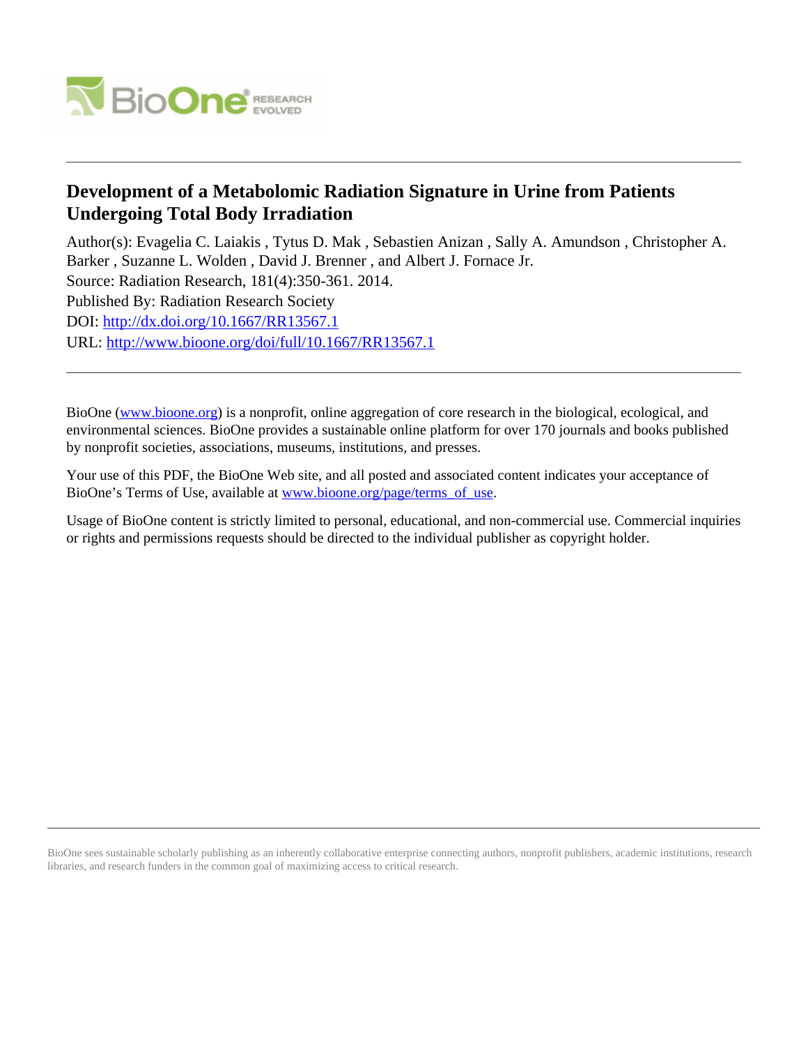# Development of a Metabolomic Radiation Signature in Urine from Patients Undergoing Total Body Irradiation

Author(s): Evagelia C. Laiakis , Tytus D. Mak , Sebastien Anizan , Sally A. Amundson , Christopher A. Barker , Suzanne L. Wolden , David J. Brenner , and Albert J. Fornace Jr.

Source: Radiation Research, 181(4):350-361. 2014.

Published By: Radiation Research Society

DOI: http://dx.doi.org/10.1667/RR13567.1

URL: http://www.bioone.org/doi/full/10.1667/RR13567.1

---

BioOne (www.bioone.org) is a nonprofit, online aggregation of core research in the biological, ecological, and environmental sciences. BioOne provides a sustainable online platform for over 170 journals and books published by nonprofit societies, associations, museums, institutions, and presses.

Your use of this PDF, the BioOne Web site, and all posted and associated content indicates your acceptance of BioOne's Terms of Use, available at www.bioone.org/page/terms_of_use.

Usage of BioOne content is strictly limited to personal, educational, and non-commercial use. Commercial inquiries or rights and permissions requests should be directed to the individual publisher as copyright holder.

---

BioOne sees sustainable scholarly publishing as an inherently collaborative enterprise connecting authors, nonprofit publishers, academic institutions, research libraries, and research funders in the common goal of maximizing access to critical research.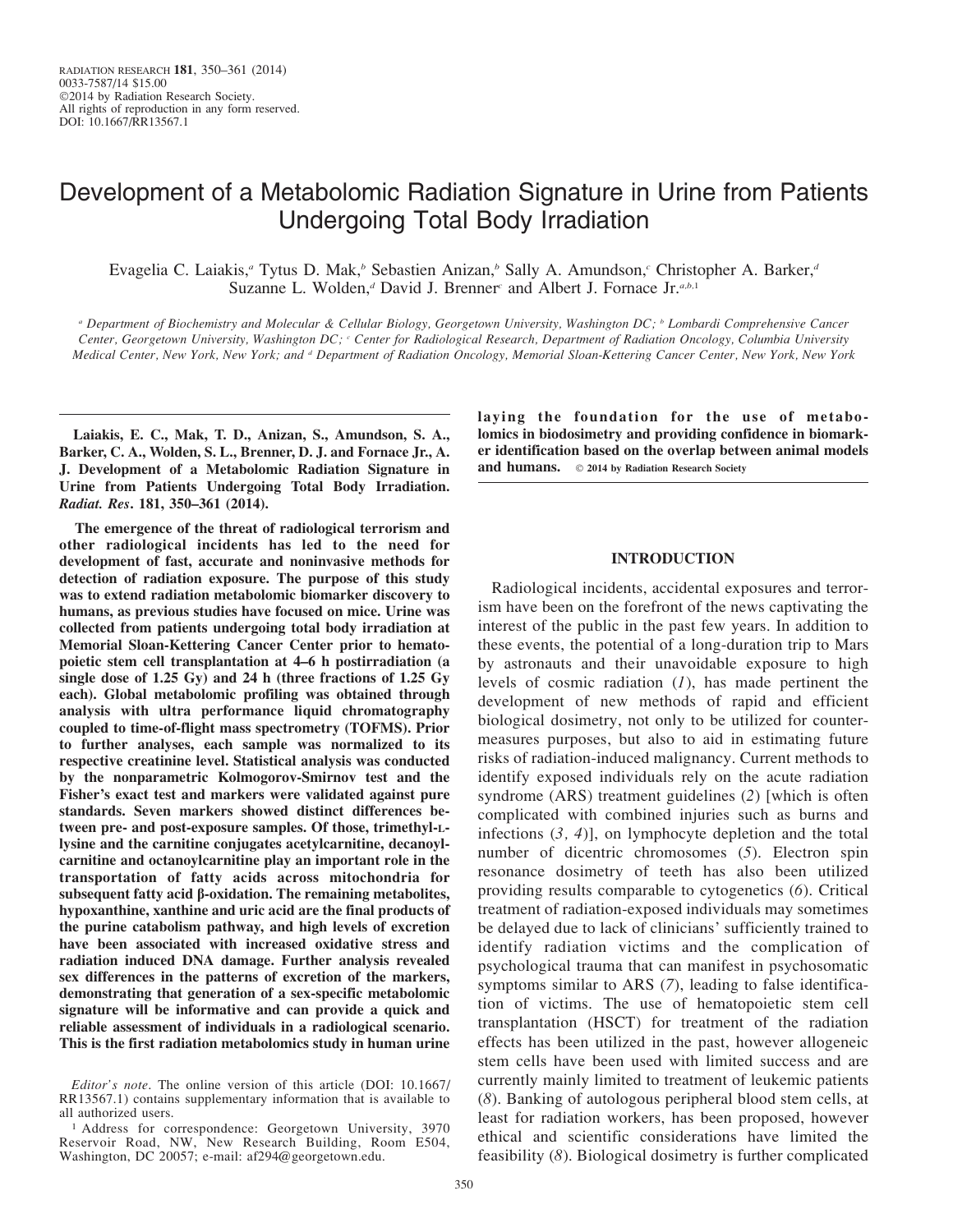# Development of a Metabolomic Radiation Signature in Urine from Patients Undergoing Total Body Irradiation

Evagelia C. Laiakis,[a] Tytus D. Mak,[b] Sebastien Anizan,[b] Sally A. Amundson,[c] Christopher A. Barker,[d] Suzanne L. Wolden,[d] David J. Brenner[c] and Albert J. Fornace Jr.[a,b,1]

[a] Department of Biochemistry and Molecular & Cellular Biology, Georgetown University, Washington DC; [b] Lombardi Comprehensive Cancer Center, Georgetown University, Washington DC; [c] Center for Radiological Research, Department of Radiation Oncology, Columbia University Medical Center, New York, New York; and [d] Department of Radiation Oncology, Memorial Sloan-Kettering Cancer Center, New York, New York

**Laiakis, E. C., Mak, T. D., Anizan, S., Amundson, S. A., Barker, C. A., Wolden, S. L., Brenner, D. J. and Fornace Jr., A. J. Development of a Metabolomic Radiation Signature in Urine from Patients Undergoing Total Body Irradiation. *Radiat. Res*. 181, 350–361 (2014).**

**The emergence of the threat of radiological terrorism and other radiological incidents has led to the need for development of fast, accurate and noninvasive methods for detection of radiation exposure. The purpose of this study was to extend radiation metabolomic biomarker discovery to humans, as previous studies have focused on mice. Urine was collected from patients undergoing total body irradiation at Memorial Sloan-Kettering Cancer Center prior to hematopoietic stem cell transplantation at 4–6 h postirradiation (a single dose of 1.25 Gy) and 24 h (three fractions of 1.25 Gy each). Global metabolomic profiling was obtained through analysis with ultra performance liquid chromatography coupled to time-of-flight mass spectrometry (TOFMS). Prior to further analyses, each sample was normalized to its respective creatinine level. Statistical analysis was conducted by the nonparametric Kolmogorov-Smirnov test and the Fisher's exact test and markers were validated against pure standards. Seven markers showed distinct differences between pre- and post-exposure samples. Of those, trimethyl-L-lysine and the carnitine conjugates acetylcarnitine, decanoylcarnitine and octanoylcarnitine play an important role in the transportation of fatty acids across mitochondria for subsequent fatty acid β-oxidation. The remaining metabolites, hypoxanthine, xanthine and uric acid are the final products of the purine catabolism pathway, and high levels of excretion have been associated with increased oxidative stress and radiation induced DNA damage. Further analysis revealed sex differences in the patterns of excretion of the markers, demonstrating that generation of a sex-specific metabolomic signature will be informative and can provide a quick and reliable assessment of individuals in a radiological scenario. This is the first radiation metabolomics study in human urine laying the foundation for the use of metabolomics in biodosimetry and providing confidence in biomarker identification based on the overlap between animal models and humans.** © 2014 by Radiation Research Society

*Editor's note*. The online version of this article (DOI: 10.1667/RR13567.1) contains supplementary information that is available to all authorized users.

[1] Address for correspondence: Georgetown University, 3970 Reservoir Road, NW, New Research Building, Room E504, Washington, DC 20057; e-mail: af294@georgetown.edu.

## INTRODUCTION

Radiological incidents, accidental exposures and terrorism have been on the forefront of the news captivating the interest of the public in the past few years. In addition to these events, the potential of a long-duration trip to Mars by astronauts and their unavoidable exposure to high levels of cosmic radiation (*1*), has made pertinent the development of new methods of rapid and efficient biological dosimetry, not only to be utilized for countermeasures purposes, but also to aid in estimating future risks of radiation-induced malignancy. Current methods to identify exposed individuals rely on the acute radiation syndrome (ARS) treatment guidelines (*2*) [which is often complicated with combined injuries such as burns and infections (*3, 4*)], on lymphocyte depletion and the total number of dicentric chromosomes (*5*). Electron spin resonance dosimetry of teeth has also been utilized providing results comparable to cytogenetics (*6*). Critical treatment of radiation-exposed individuals may sometimes be delayed due to lack of clinicians' sufficiently trained to identify radiation victims and the complication of psychological trauma that can manifest in psychosomatic symptoms similar to ARS (*7*), leading to false identification of victims. The use of hematopoietic stem cell transplantation (HSCT) for treatment of the radiation effects has been utilized in the past, however allogeneic stem cells have been used with limited success and are currently mainly limited to treatment of leukemic patients (*8*). Banking of autologous peripheral blood stem cells, at least for radiation workers, has been proposed, however ethical and scientific considerations have limited the feasibility (*8*). Biological dosimetry is further complicated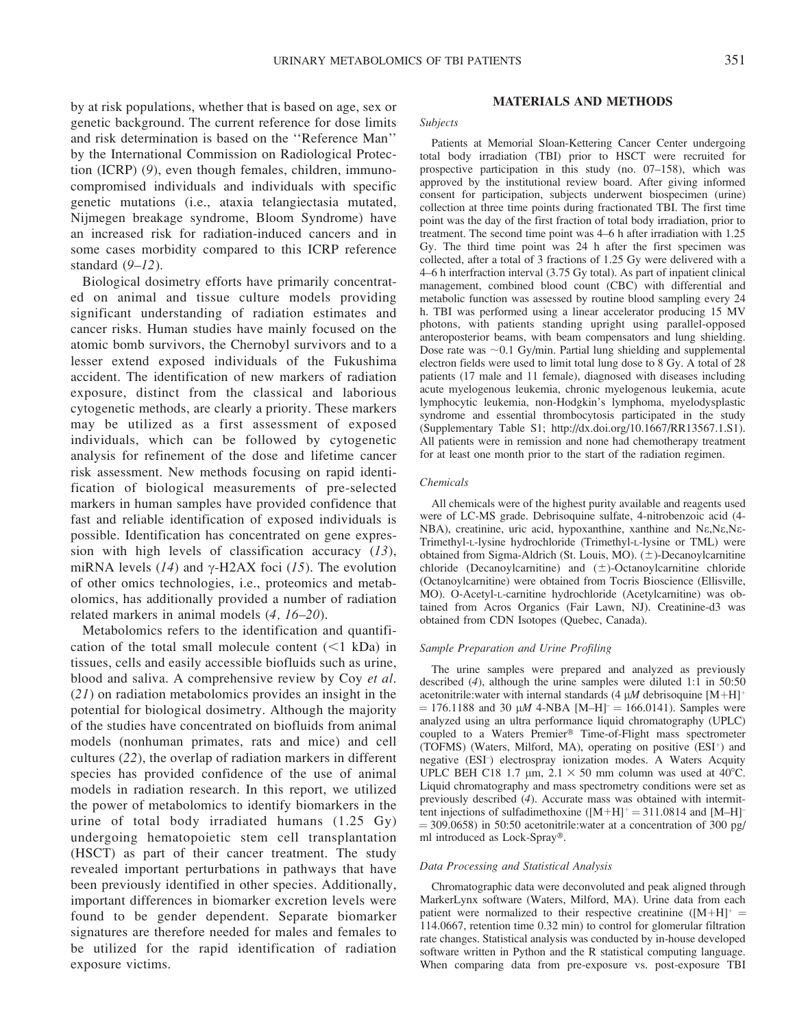by at risk populations, whether that is based on age, sex or genetic background. The current reference for dose limits and risk determination is based on the ''Reference Man'' by the International Commission on Radiological Protection (ICRP) (*9*), even though females, children, immunocompromised individuals and individuals with specific genetic mutations (i.e., ataxia telangiectasia mutated, Nijmegen breakage syndrome, Bloom Syndrome) have an increased risk for radiation-induced cancers and in some cases morbidity compared to this ICRP reference standard (*9–12*).

Biological dosimetry efforts have primarily concentrated on animal and tissue culture models providing significant understanding of radiation estimates and cancer risks. Human studies have mainly focused on the atomic bomb survivors, the Chernobyl survivors and to a lesser extend exposed individuals of the Fukushima accident. The identification of new markers of radiation exposure, distinct from the classical and laborious cytogenetic methods, are clearly a priority. These markers may be utilized as a first assessment of exposed individuals, which can be followed by cytogenetic analysis for refinement of the dose and lifetime cancer risk assessment. New methods focusing on rapid identification of biological measurements of pre-selected markers in human samples have provided confidence that fast and reliable identification of exposed individuals is possible. Identification has concentrated on gene expression with high levels of classification accuracy (*13*), miRNA levels (*14*) and γ-H2AX foci (*15*). The evolution of other omics technologies, i.e., proteomics and metabolomics, has additionally provided a number of radiation related markers in animal models (*4, 16–20*).

Metabolomics refers to the identification and quantification of the total small molecule content (<1 kDa) in tissues, cells and easily accessible biofluids such as urine, blood and saliva. A comprehensive review by Coy *et al.* (*21*) on radiation metabolomics provides an insight in the potential for biological dosimetry. Although the majority of the studies have concentrated on biofluids from animal models (nonhuman primates, rats and mice) and cell cultures (*22*), the overlap of radiation markers in different species has provided confidence of the use of animal models in radiation research. In this report, we utilized the power of metabolomics to identify biomarkers in the urine of total body irradiated humans (1.25 Gy) undergoing hematopoietic stem cell transplantation (HSCT) as part of their cancer treatment. The study revealed important perturbations in pathways that have been previously identified in other species. Additionally, important differences in biomarker excretion levels were found to be gender dependent. Separate biomarker signatures are therefore needed for males and females to be utilized for the rapid identification of radiation exposure victims.

## MATERIALS AND METHODS

### *Subjects*

Patients at Memorial Sloan-Kettering Cancer Center undergoing total body irradiation (TBI) prior to HSCT were recruited for prospective participation in this study (no. 07–158), which was approved by the institutional review board. After giving informed consent for participation, subjects underwent biospecimen (urine) collection at three time points during fractionated TBI. The first time point was the day of the first fraction of total body irradiation, prior to treatment. The second time point was 4–6 h after irradiation with 1.25 Gy. The third time point was 24 h after the first specimen was collected, after a total of 3 fractions of 1.25 Gy were delivered with a 4–6 h interfraction interval (3.75 Gy total). As part of inpatient clinical management, combined blood count (CBC) with differential and metabolic function was assessed by routine blood sampling every 24 h. TBI was performed using a linear accelerator producing 15 MV photons, with patients standing upright using parallel-opposed anteroposterior beams, with beam compensators and lung shielding. Dose rate was ~0.1 Gy/min. Partial lung shielding and supplemental electron fields were used to limit total lung dose to 8 Gy. A total of 28 patients (17 male and 11 female), diagnosed with diseases including acute myelogenous leukemia, chronic myelogenous leukemia, acute lymphocytic leukemia, non-Hodgkin's lymphoma, myelodysplastic syndrome and essential thrombocytosis participated in the study (Supplementary Table S1; http://dx.doi.org/10.1667/RR13567.1.S1). All patients were in remission and none had chemotherapy treatment for at least one month prior to the start of the radiation regimen.

### *Chemicals*

All chemicals were of the highest purity available and reagents used were of LC-MS grade. Debrisoquine sulfate, 4-nitrobenzoic acid (4-NBA), creatinine, uric acid, hypoxanthine, xanthine and Nε,Nε,Nε-Trimethyl-L-lysine hydrochloride (Trimethyl-L-lysine or TML) were obtained from Sigma-Aldrich (St. Louis, MO). (±)-Decanoylcarnitine chloride (Decanoylcarnitine) and (±)-Octanoylcarnitine chloride (Octanoylcarnitine) were obtained from Tocris Bioscience (Ellisville, MO). O-Acetyl-L-carnitine hydrochloride (Acetylcarnitine) was obtained from Acros Organics (Fair Lawn, NJ). Creatinine-d3 was obtained from CDN Isotopes (Quebec, Canada).

### *Sample Preparation and Urine Profiling*

The urine samples were prepared and analyzed as previously described (*4*), although the urine samples were diluted 1:1 in 50:50 acetonitrile:water with internal standards (4 μ*M* debrisoquine $[M+H]^+ = 176.1188$ and 30 μ*M* 4-NBA $[M–H]^- = 166.0141$). Samples were analyzed using an ultra performance liquid chromatography (UPLC) coupled to a Waters Premier® Time-of-Flight mass spectrometer (TOFMS) (Waters, Milford, MA), operating on positive ($ESI^+$) and negative ($ESI^-$) electrospray ionization modes. A Waters Acquity UPLC BEH C18 1.7 μm, 2.1 × 50 mm column was used at 40°C. Liquid chromatography and mass spectrometry conditions were set as previously described (*4*). Accurate mass was obtained with intermittent injections of sulfadimethoxine ($[M+H]^+ = 311.0814$ and $[M–H]^- = 309.0658$) in 50:50 acetonitrile:water at a concentration of 300 pg/ml introduced as Lock-Spray®.

### *Data Processing and Statistical Analysis*

Chromatographic data were deconvoluted and peak aligned through MarkerLynx software (Waters, Milford, MA). Urine data from each patient were normalized to their respective creatinine ($[M+H]^+ = 114.0667$, retention time 0.32 min) to control for glomerular filtration rate changes. Statistical analysis was conducted by in-house developed software written in Python and the R statistical computing language. When comparing data from pre-exposure vs. post-exposure TBI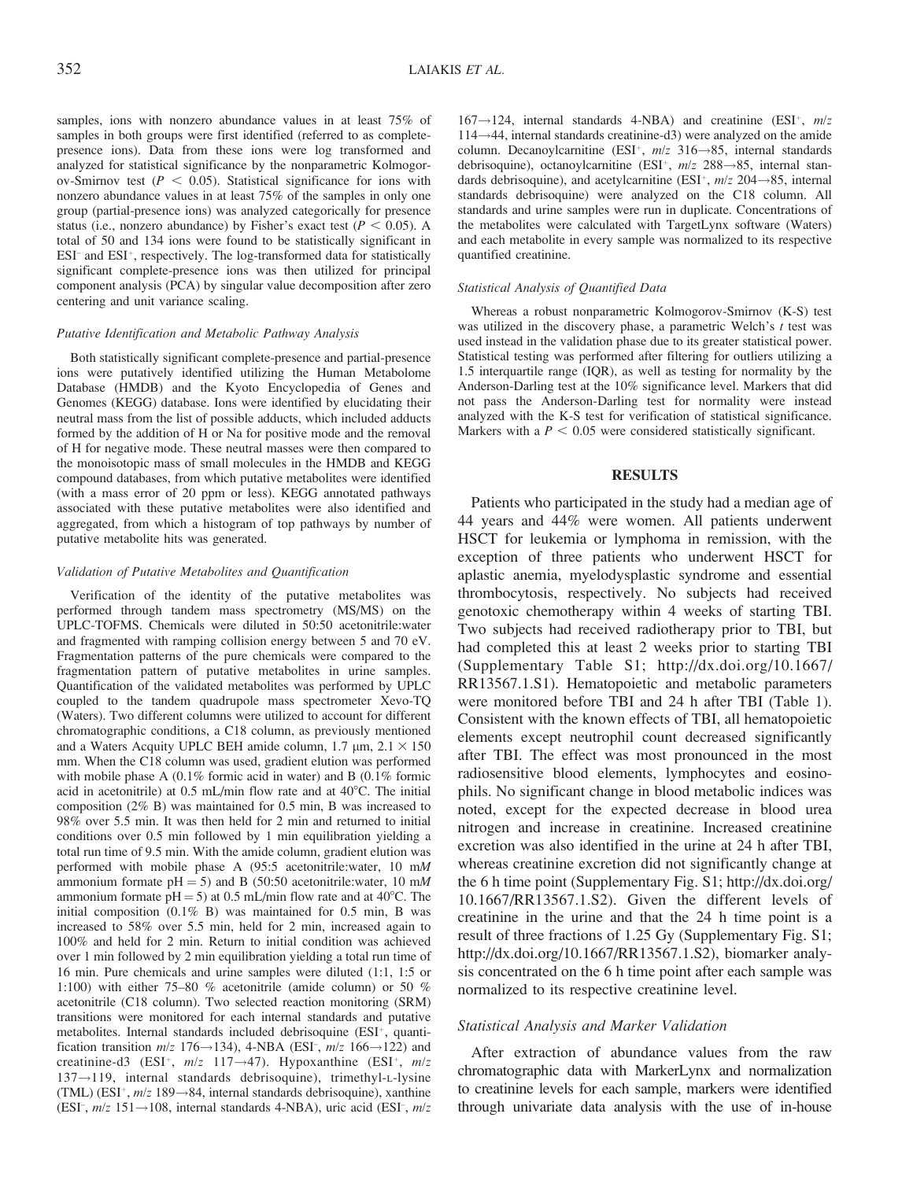samples, ions with nonzero abundance values in at least 75% of samples in both groups were first identified (referred to as complete-presence ions). Data from these ions were log transformed and analyzed for statistical significance by the nonparametric Kolmogorov-Smirnov test ($P < 0.05$). Statistical significance for ions with nonzero abundance values in at least 75% of the samples in only one group (partial-presence ions) was analyzed categorically for presence status (i.e., nonzero abundance) by Fisher's exact test ($P < 0.05$). A total of 50 and 134 ions were found to be statistically significant in $ESI^-$ and $ESI^+$, respectively. The log-transformed data for statistically significant complete-presence ions was then utilized for principal component analysis (PCA) by singular value decomposition after zero centering and unit variance scaling.

#### *Putative Identification and Metabolic Pathway Analysis*

Both statistically significant complete-presence and partial-presence ions were putatively identified utilizing the Human Metabolome Database (HMDB) and the Kyoto Encyclopedia of Genes and Genomes (KEGG) database. Ions were identified by elucidating their neutral mass from the list of possible adducts, which included adducts formed by the addition of H or Na for positive mode and the removal of H for negative mode. These neutral masses were then compared to the monoisotopic mass of small molecules in the HMDB and KEGG compound databases, from which putative metabolites were identified (with a mass error of 20 ppm or less). KEGG annotated pathways associated with these putative metabolites were also identified and aggregated, from which a histogram of top pathways by number of putative metabolite hits was generated.

#### *Validation of Putative Metabolites and Quantification*

Verification of the identity of the putative metabolites was performed through tandem mass spectrometry (MS/MS) on the UPLC-TOFMS. Chemicals were diluted in 50:50 acetonitrile:water and fragmented with ramping collision energy between 5 and 70 eV. Fragmentation patterns of the pure chemicals were compared to the fragmentation pattern of putative metabolites in urine samples. Quantification of the validated metabolites was performed by UPLC coupled to the tandem quadrupole mass spectrometer Xevo-TQ (Waters). Two different columns were utilized to account for different chromatographic conditions, a C18 column, as previously mentioned and a Waters Acquity UPLC BEH amide column, 1.7 μm, 2.1 × 150 mm. When the C18 column was used, gradient elution was performed with mobile phase A (0.1% formic acid in water) and B (0.1% formic acid in acetonitrile) at 0.5 mL/min flow rate and at 40°C. The initial composition (2% B) was maintained for 0.5 min, B was increased to 98% over 5.5 min. It was then held for 2 min and returned to initial conditions over 0.5 min followed by 1 min equilibration yielding a total run time of 9.5 min. With the amide column, gradient elution was performed with mobile phase A (95:5 acetonitrile:water, 10 m*M* ammonium formate pH = 5) and B (50:50 acetonitrile:water, 10 m*M* ammonium formate pH = 5) at 0.5 mL/min flow rate and at 40°C. The initial composition (0.1% B) was maintained for 0.5 min, B was increased to 58% over 5.5 min, held for 2 min, increased again to 100% and held for 2 min. Return to initial condition was achieved over 1 min followed by 2 min equilibration yielding a total run time of 16 min. Pure chemicals and urine samples were diluted (1:1, 1:5 or 1:100) with either 75–80 % acetonitrile (amide column) or 50 % acetonitrile (C18 column). Two selected reaction monitoring (SRM) transitions were monitored for each internal standards and putative metabolites. Internal standards included debrisoquine ($ESI^+$, quantification transition $m/z$ 176→134), 4-NBA ($ESI^-$, $m/z$ 166→122) and creatinine-d3 ($ESI^+$, $m/z$ 117→47). Hypoxanthine ($ESI^+$, $m/z$ 137→119, internal standards debrisoquine), trimethyl-L-lysine (TML) ($ESI^+$, $m/z$ 189→84, internal standards debrisoquine), xanthine ($ESI^-$, $m/z$ 151→108, internal standards 4-NBA), uric acid ($ESI^-$, $m/z$ 167→124, internal standards 4-NBA) and creatinine ($ESI^+$, $m/z$ 114→44, internal standards creatinine-d3) were analyzed on the amide column. Decanoylcarnitine ($ESI^+$, $m/z$ 316→85, internal standards debrisoquine), octanoylcarnitine ($ESI^+$, $m/z$ 288→85, internal standards debrisoquine), and acetylcarnitine ($ESI^+$, $m/z$ 204→85, internal standards debrisoquine) were analyzed on the C18 column. All standards and urine samples were run in duplicate. Concentrations of the metabolites were calculated with TargetLynx software (Waters) and each metabolite in every sample was normalized to its respective quantified creatinine.

#### *Statistical Analysis of Quantified Data*

Whereas a robust nonparametric Kolmogorov-Smirnov (K-S) test was utilized in the discovery phase, a parametric Welch's *t* test was used instead in the validation phase due to its greater statistical power. Statistical testing was performed after filtering for outliers utilizing a 1.5 interquartile range (IQR), as well as testing for normality by the Anderson-Darling test at the 10% significance level. Markers that did not pass the Anderson-Darling test for normality were instead analyzed with the K-S test for verification of statistical significance. Markers with a $P < 0.05$ were considered statistically significant.

## RESULTS

Patients who participated in the study had a median age of 44 years and 44% were women. All patients underwent HSCT for leukemia or lymphoma in remission, with the exception of three patients who underwent HSCT for aplastic anemia, myelodysplastic syndrome and essential thrombocytosis, respectively. No subjects had received genotoxic chemotherapy within 4 weeks of starting TBI. Two subjects had received radiotherapy prior to TBI, but had completed this at least 2 weeks prior to starting TBI (Supplementary Table S1; http://dx.doi.org/10.1667/RR13567.1.S1). Hematopoietic and metabolic parameters were monitored before TBI and 24 h after TBI (Table 1). Consistent with the known effects of TBI, all hematopoietic elements except neutrophil count decreased significantly after TBI. The effect was most pronounced in the most radiosensitive blood elements, lymphocytes and eosinophils. No significant change in blood metabolic indices was noted, except for the expected decrease in blood urea nitrogen and increase in creatinine. Increased creatinine excretion was also identified in the urine at 24 h after TBI, whereas creatinine excretion did not significantly change at the 6 h time point (Supplementary Fig. S1; http://dx.doi.org/10.1667/RR13567.1.S2). Given the different levels of creatinine in the urine and that the 24 h time point is a result of three fractions of 1.25 Gy (Supplementary Fig. S1; http://dx.doi.org/10.1667/RR13567.1.S2), biomarker analysis concentrated on the 6 h time point after each sample was normalized to its respective creatinine level.

### *Statistical Analysis and Marker Validation*

After extraction of abundance values from the raw chromatographic data with MarkerLynx and normalization to creatinine levels for each sample, markers were identified through univariate data analysis with the use of in-house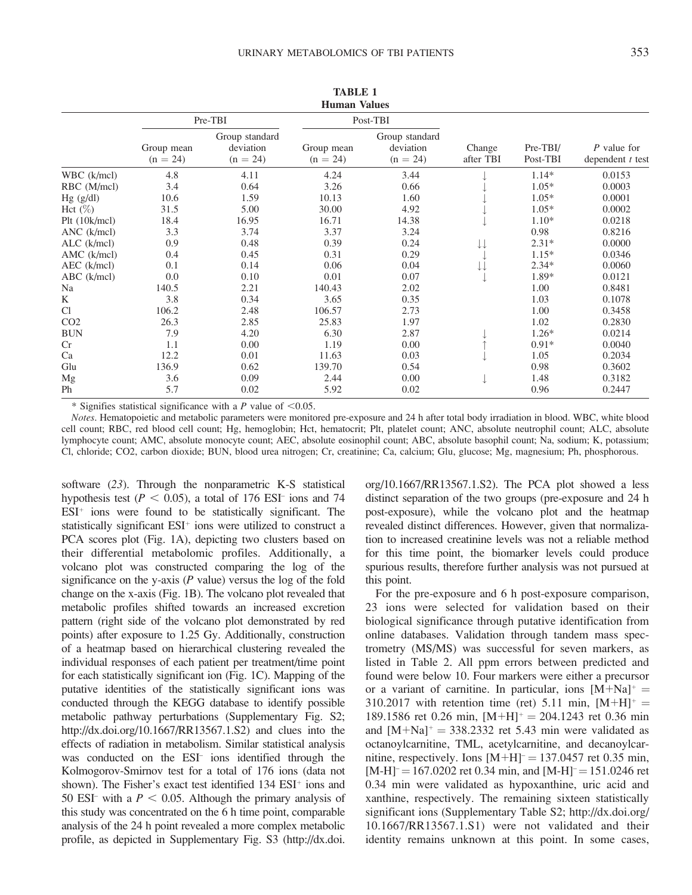**TABLE 1**
**Human Values**

| | Pre-TBI | | Post-TBI | | | | |
|---|---|---|---|---|---|---|---|
| | Group mean (n = 24) | Group standard deviation (n = 24) | Group mean (n = 24) | Group standard deviation (n = 24) | Change after TBI | Pre-TBI/ Post-TBI | *P* value for dependent *t* test |
| WBC (k/mcl) | 4.8 | 4.11 | 4.24 | 3.44 | ↓ | 1.14* | 0.0153 |
| RBC (M/mcl) | 3.4 | 0.64 | 3.26 | 0.66 | ↓ | 1.05* | 0.0003 |
| Hg (g/dl) | 10.6 | 1.59 | 10.13 | 1.60 | ↓ | 1.05* | 0.0001 |
| Hct (%) | 31.5 | 5.00 | 30.00 | 4.92 | ↓ | 1.05* | 0.0002 |
| Plt (10k/mcl) | 18.4 | 16.95 | 16.71 | 14.38 | ↓ | 1.10* | 0.0218 |
| ANC (k/mcl) | 3.3 | 3.74 | 3.37 | 3.24 | | 0.98 | 0.8216 |
| ALC (k/mcl) | 0.9 | 0.48 | 0.39 | 0.24 | ↓↓ | 2.31* | 0.0000 |
| AMC (k/mcl) | 0.4 | 0.45 | 0.31 | 0.29 | ↓ | 1.15* | 0.0346 |
| AEC (k/mcl) | 0.1 | 0.14 | 0.06 | 0.04 | ↓↓ | 2.34* | 0.0060 |
| ABC (k/mcl) | 0.0 | 0.10 | 0.01 | 0.07 | ↓ | 1.89* | 0.0121 |
| Na | 140.5 | 2.21 | 140.43 | 2.02 | | 1.00 | 0.8481 |
| K | 3.8 | 0.34 | 3.65 | 0.35 | | 1.03 | 0.1078 |
| Cl | 106.2 | 2.48 | 106.57 | 2.73 | | 1.00 | 0.3458 |
| CO2 | 26.3 | 2.85 | 25.83 | 1.97 | | 1.02 | 0.2830 |
| BUN | 7.9 | 4.20 | 6.30 | 2.87 | ↓ | 1.26* | 0.0214 |
| Cr | 1.1 | 0.00 | 1.19 | 0.00 | ↑ | 0.91* | 0.0040 |
| Ca | 12.2 | 0.01 | 11.63 | 0.03 | ↓ | 1.05 | 0.2034 |
| Glu | 136.9 | 0.62 | 139.70 | 0.54 | | 0.98 | 0.3602 |
| Mg | 3.6 | 0.09 | 2.44 | 0.00 | ↓ | 1.48 | 0.3182 |
| Ph | 5.7 | 0.02 | 5.92 | 0.02 | | 0.96 | 0.2447 |

* Signifies statistical significance with a *P* value of <0.05.

*Notes*. Hematopoietic and metabolic parameters were monitored pre-exposure and 24 h after total body irradiation in blood. WBC, white blood cell count; RBC, red blood cell count; Hg, hemoglobin; Hct, hematocrit; Plt, platelet count; ANC, absolute neutrophil count; ALC, absolute lymphocyte count; AMC, absolute monocyte count; AEC, absolute eosinophil count; ABC, absolute basophil count; Na, sodium; K, potassium; Cl, chloride; CO2, carbon dioxide; BUN, blood urea nitrogen; Cr, creatinine; Ca, calcium; Glu, glucose; Mg, magnesium; Ph, phosphorous.

software (23). Through the nonparametric K-S statistical hypothesis test ($P < 0.05$), a total of 176 $ESI^-$ ions and 74 $ESI^+$ ions were found to be statistically significant. The statistically significant $ESI^+$ ions were utilized to construct a PCA scores plot (Fig. 1A), depicting two clusters based on their differential metabolomic profiles. Additionally, a volcano plot was constructed comparing the log of the significance on the y-axis (*P* value) versus the log of the fold change on the x-axis (Fig. 1B). The volcano plot revealed that metabolic profiles shifted towards an increased excretion pattern (right side of the volcano plot demonstrated by red points) after exposure to 1.25 Gy. Additionally, construction of a heatmap based on hierarchical clustering revealed the individual responses of each patient per treatment/time point for each statistically significant ion (Fig. 1C). Mapping of the putative identities of the statistically significant ions was conducted through the KEGG database to identify possible metabolic pathway perturbations (Supplementary Fig. S2; http://dx.doi.org/10.1667/RR13567.1.S2) and clues into the effects of radiation in metabolism. Similar statistical analysis was conducted on the $ESI^-$ ions identified through the Kolmogorov-Smirnov test for a total of 176 ions (data not shown). The Fisher's exact test identified 134 $ESI^+$ ions and 50 $ESI^-$ with a $P < 0.05$. Although the primary analysis of this study was concentrated on the 6 h time point, comparable analysis of the 24 h point revealed a more complex metabolic profile, as depicted in Supplementary Fig. S3 (http://dx.doi.org/10.1667/RR13567.1.S2). The PCA plot showed a less distinct separation of the two groups (pre-exposure and 24 h post-exposure), while the volcano plot and the heatmap revealed distinct differences. However, given that normalization to increased creatinine levels was not a reliable method for this time point, the biomarker levels could produce spurious results, therefore further analysis was not pursued at this point.

For the pre-exposure and 6 h post-exposure comparison, 23 ions were selected for validation based on their biological significance through putative identification from online databases. Validation through tandem mass spectrometry (MS/MS) was successful for seven markers, as listed in Table 2. All ppm errors between predicted and found were below 10. Four markers were either a precursor or a variant of carnitine. In particular, ions $[M+Na]^+ = 310.2017$ with retention time (ret) 5.11 min, $[M+H]^+ = 189.1586$ ret 0.26 min, $[M+H]^+ = 204.1243$ ret 0.36 min and $[M+Na]^+ = 338.2332$ ret 5.43 min were validated as octanoylcarnitine, TML, acetylcarnitine, and decanoylcarnitine, respectively. Ions $[M+H]^- = 137.0457$ ret 0.35 min, $[M\text{-}H]^- = 167.0202$ ret 0.34 min, and $[M\text{-}H]^- = 151.0246$ ret 0.34 min were validated as hypoxanthine, uric acid and xanthine, respectively. The remaining sixteen statistically significant ions (Supplementary Table S2; http://dx.doi.org/10.1667/RR13567.1.S1) were not validated and their identity remains unknown at this point. In some cases,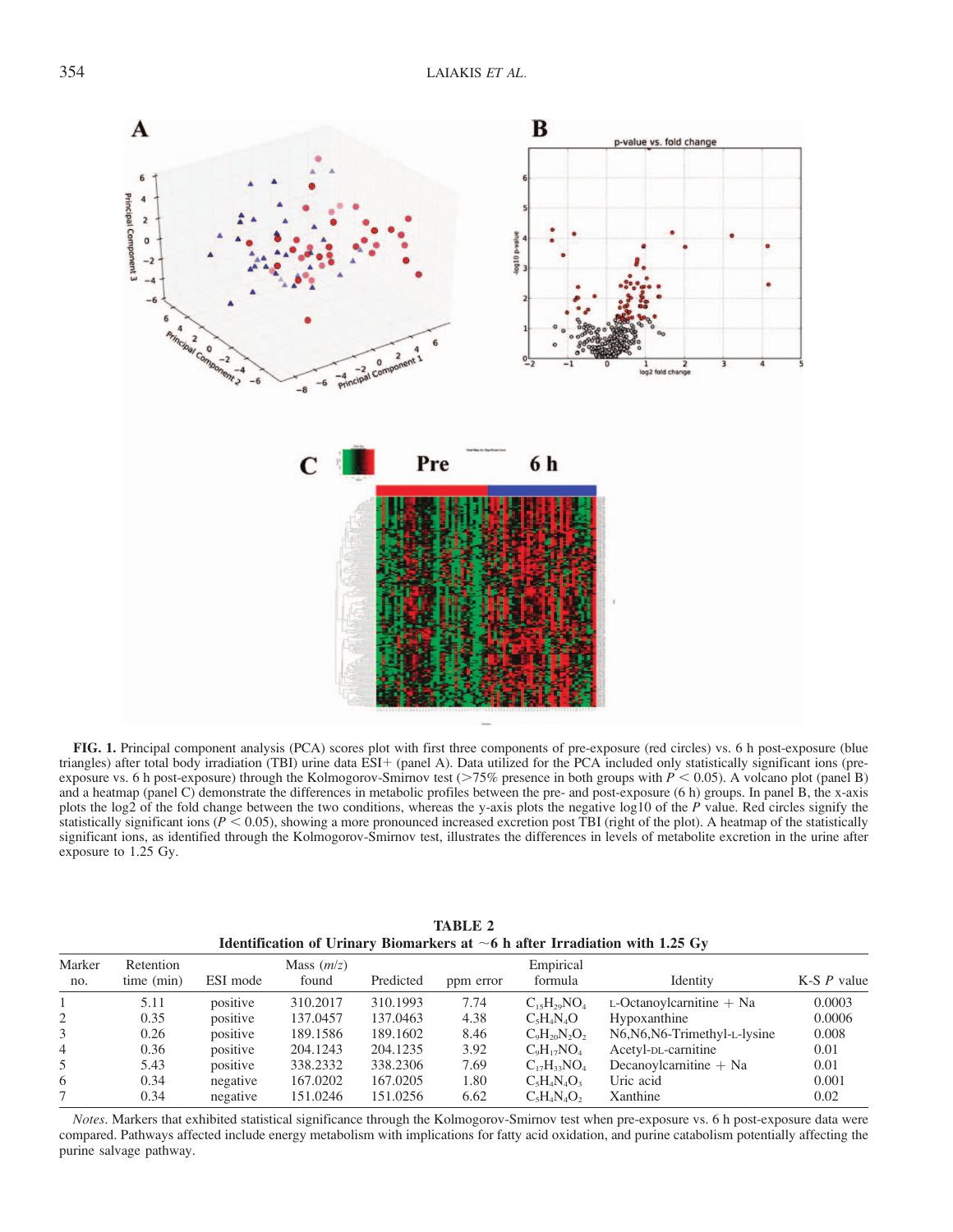**FIG. 1.** Principal component analysis (PCA) scores plot with first three components of pre-exposure (red circles) vs. 6 h post-exposure (blue triangles) after total body irradiation (TBI) urine data ESI+ (panel A). Data utilized for the PCA included only statistically significant ions (pre-exposure vs. 6 h post-exposure) through the Kolmogorov-Smirnov test (>75% presence in both groups with $P < 0.05$). A volcano plot (panel B) and a heatmap (panel C) demonstrate the differences in metabolic profiles between the pre- and post-exposure (6 h) groups. In panel B, the x-axis plots the log2 of the fold change between the two conditions, whereas the y-axis plots the negative log10 of the $P$ value. Red circles signify the statistically significant ions ($P < 0.05$), showing a more pronounced increased excretion post TBI (right of the plot). A heatmap of the statistically significant ions, as identified through the Kolmogorov-Smirnov test, illustrates the differences in levels of metabolite excretion in the urine after exposure to 1.25 Gy.

**TABLE 2**
**Identification of Urinary Biomarkers at ~6 h after Irradiation with 1.25 Gy**

| Marker no. | Retention time (min) | ESI mode | Mass ($m/z$) found | Predicted | ppm error | Empirical formula | Identity | K-S $P$ value |
|---|---|---|---|---|---|---|---|---|
| 1 | 5.11 | positive | 310.2017 | 310.1993 | 7.74 | $C_{15}H_{29}NO_4$ | L-Octanoylcarnitine + Na | 0.0003 |
| 2 | 0.35 | positive | 137.0457 | 137.0463 | 4.38 | $C_5H_4N_4O$ | Hypoxanthine | 0.0006 |
| 3 | 0.26 | positive | 189.1586 | 189.1602 | 8.46 | $C_9H_{20}N_2O_2$ | N6,N6,N6-Trimethyl-L-lysine | 0.008 |
| 4 | 0.36 | positive | 204.1243 | 204.1235 | 3.92 | $C_9H_{17}NO_4$ | Acetyl-DL-carnitine | 0.01 |
| 5 | 5.43 | positive | 338.2332 | 338.2306 | 7.69 | $C_{17}H_{33}NO_4$ | Decanoylcarnitine + Na | 0.01 |
| 6 | 0.34 | negative | 167.0202 | 167.0205 | 1.80 | $C_5H_4N_4O_3$ | Uric acid | 0.001 |
| 7 | 0.34 | negative | 151.0246 | 151.0256 | 6.62 | $C_5H_4N_4O_2$ | Xanthine | 0.02 |

*Notes*. Markers that exhibited statistical significance through the Kolmogorov-Smirnov test when pre-exposure vs. 6 h post-exposure data were compared. Pathways affected include energy metabolism with implications for fatty acid oxidation, and purine catabolism potentially affecting the purine salvage pathway.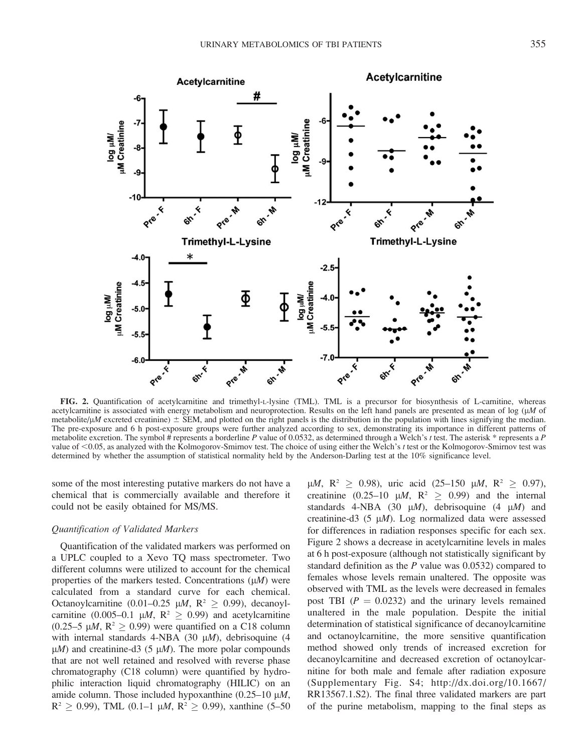**FIG. 2.** Quantification of acetylcarnitine and trimethyl-L-lysine (TML). TML is a precursor for biosynthesis of L-carnitine, whereas acetylcarnitine is associated with energy metabolism and neuroprotection. Results on the left hand panels are presented as mean of log (μM of metabolite/μM excreted creatinine) ± SEM, and plotted on the right panels is the distribution in the population with lines signifying the median. The pre-exposure and 6 h post-exposure groups were further analyzed according to sex, demonstrating its importance in different patterns of metabolite excretion. The symbol # represents a borderline *P* value of 0.0532, as determined through a Welch's *t* test. The asterisk * represents a *P* value of <0.05, as analyzed with the Kolmogorov-Smirnov test. The choice of using either the Welch's *t* test or the Kolmogorov-Smirnov test was determined by whether the assumption of statistical normality held by the Anderson-Darling test at the 10% significance level.

some of the most interesting putative markers do not have a chemical that is commercially available and therefore it could not be easily obtained for MS/MS.

### *Quantification of Validated Markers*

Quantification of the validated markers was performed on a UPLC coupled to a Xevo TQ mass spectrometer. Two different columns were utilized to account for the chemical properties of the markers tested. Concentrations (μ*M*) were calculated from a standard curve for each chemical. Octanoylcarnitine (0.01–0.25 μ*M*, $R^2 \geq 0.99$), decanoylcarnitine (0.005–0.1 μ*M*, $R^2 \geq 0.99$) and acetylcarnitine (0.25–5 μ*M*, $R^2 \geq 0.99$) were quantified on a C18 column with internal standards 4-NBA (30 μ*M*), debrisoquine (4 μ*M*) and creatinine-d3 (5 μ*M*). The more polar compounds that are not well retained and resolved with reverse phase chromatography (C18 column) were quantified by hydrophilic interaction liquid chromatography (HILIC) on an amide column. Those included hypoxanthine (0.25–10 μ*M*, $R^2 \geq 0.99$), TML (0.1–1 μ*M*, $R^2 \geq 0.99$), xanthine (5–50 μ*M*, $R^2 \geq 0.98$), uric acid (25–150 μ*M*, $R^2 \geq 0.97$), creatinine (0.25–10 μ*M*, $R^2 \geq 0.99$) and the internal standards 4-NBA (30 μ*M*), debrisoquine (4 μ*M*) and creatinine-d3 (5 μ*M*). Log normalized data were assessed for differences in radiation responses specific for each sex. Figure 2 shows a decrease in acetylcarnitine levels in males at 6 h post-exposure (although not statistically significant by standard definition as the *P* value was 0.0532) compared to females whose levels remain unaltered. The opposite was observed with TML as the levels were decreased in females post TBI ($P = 0.0232$) and the urinary levels remained unaltered in the male population. Despite the initial determination of statistical significance of decanoylcarnitine and octanoylcarnitine, the more sensitive quantification method showed only trends of increased excretion for decanoylcarnitine and decreased excretion of octanoylcarnitine for both male and female after radiation exposure (Supplementary Fig. S4; http://dx.doi.org/10.1667/RR13567.1.S2). The final three validated markers are part of the purine metabolism, mapping to the final steps as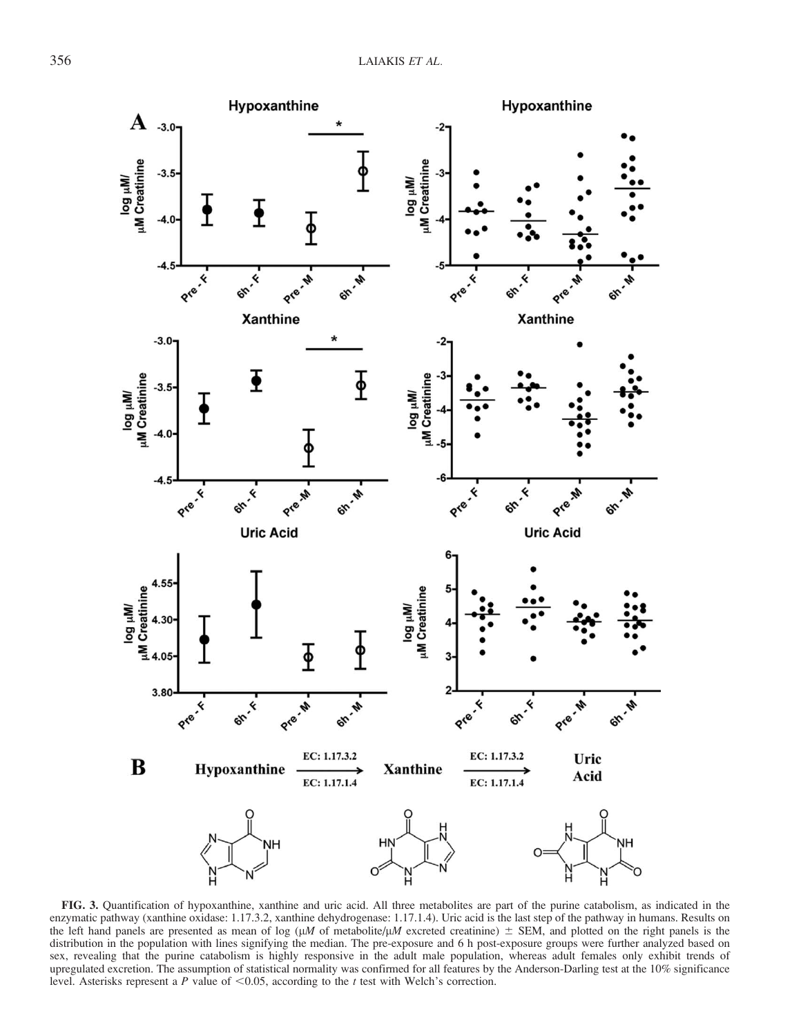**FIG. 3.** Quantification of hypoxanthine, xanthine and uric acid. All three metabolites are part of the purine catabolism, as indicated in the enzymatic pathway (xanthine oxidase: 1.17.3.2, xanthine dehydrogenase: 1.17.1.4). Uric acid is the last step of the pathway in humans. Results on the left hand panels are presented as mean of log ($\mu M$ of metabolite/$\mu M$ excreted creatinine) $\pm$ SEM, and plotted on the right panels is the distribution in the population with lines signifying the median. The pre-exposure and 6 h post-exposure groups were further analyzed based on sex, revealing that the purine catabolism is highly responsive in the adult male population, whereas adult females only exhibit trends of upregulated excretion. The assumption of statistical normality was confirmed for all features by the Anderson-Darling test at the 10% significance level. Asterisks represent a $P$ value of $<0.05$, according to the $t$ test with Welch's correction.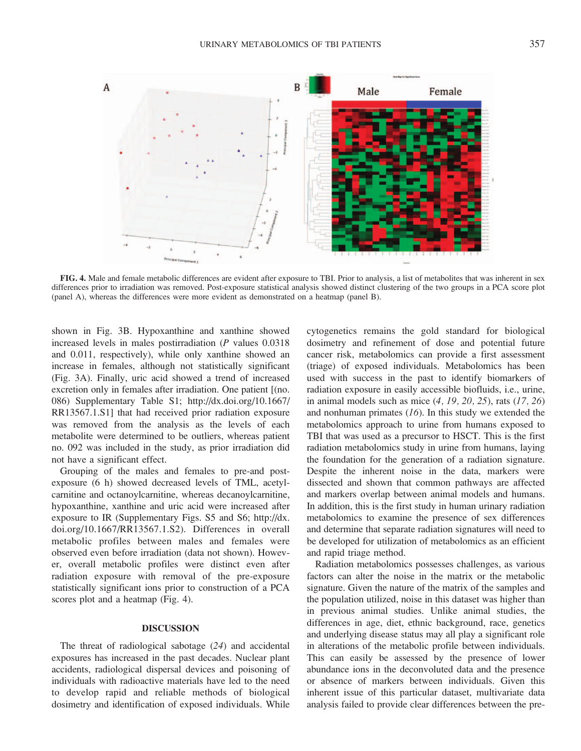FIG. 4. Male and female metabolic differences are evident after exposure to TBI. Prior to analysis, a list of metabolites that was inherent in sex differences prior to irradiation was removed. Post-exposure statistical analysis showed distinct clustering of the two groups in a PCA score plot (panel A), whereas the differences were more evident as demonstrated on a heatmap (panel B).

shown in Fig. 3B. Hypoxanthine and xanthine showed increased levels in males postirradiation ($P$ values 0.0318 and 0.011, respectively), while only xanthine showed an increase in females, although not statistically significant (Fig. 3A). Finally, uric acid showed a trend of increased excretion only in females after irradiation. One patient [(no. 086) Supplementary Table S1; http://dx.doi.org/10.1667/RR13567.1.S1] that had received prior radiation exposure was removed from the analysis as the levels of each metabolite were determined to be outliers, whereas patient no. 092 was included in the study, as prior irradiation did not have a significant effect.

Grouping of the males and females to pre-and post-exposure (6 h) showed decreased levels of TML, acetylcarnitine and octanoylcarnitine, whereas decanoylcarnitine, hypoxanthine, xanthine and uric acid were increased after exposure to IR (Supplementary Figs. S5 and S6; http://dx.doi.org/10.1667/RR13567.1.S2). Differences in overall metabolic profiles between males and females were observed even before irradiation (data not shown). However, overall metabolic profiles were distinct even after radiation exposure with removal of the pre-exposure statistically significant ions prior to construction of a PCA scores plot and a heatmap (Fig. 4).

## DISCUSSION

The threat of radiological sabotage (*24*) and accidental exposures has increased in the past decades. Nuclear plant accidents, radiological dispersal devices and poisoning of individuals with radioactive materials have led to the need to develop rapid and reliable methods of biological dosimetry and identification of exposed individuals. While cytogenetics remains the gold standard for biological dosimetry and refinement of dose and potential future cancer risk, metabolomics can provide a first assessment (triage) of exposed individuals. Metabolomics has been used with success in the past to identify biomarkers of radiation exposure in easily accessible biofluids, i.e., urine, in animal models such as mice (*4, 19, 20, 25*), rats (*17, 26*) and nonhuman primates (*16*). In this study we extended the metabolomics approach to urine from humans exposed to TBI that was used as a precursor to HSCT. This is the first radiation metabolomics study in urine from humans, laying the foundation for the generation of a radiation signature. Despite the inherent noise in the data, markers were dissected and shown that common pathways are affected and markers overlap between animal models and humans. In addition, this is the first study in human urinary radiation metabolomics to examine the presence of sex differences and determine that separate radiation signatures will need to be developed for utilization of metabolomics as an efficient and rapid triage method.

Radiation metabolomics possesses challenges, as various factors can alter the noise in the matrix or the metabolic signature. Given the nature of the matrix of the samples and the population utilized, noise in this dataset was higher than in previous animal studies. Unlike animal studies, the differences in age, diet, ethnic background, race, genetics and underlying disease status may all play a significant role in alterations of the metabolic profile between individuals. This can easily be assessed by the presence of lower abundance ions in the deconvoluted data and the presence or absence of markers between individuals. Given this inherent issue of this particular dataset, multivariate data analysis failed to provide clear differences between the pre-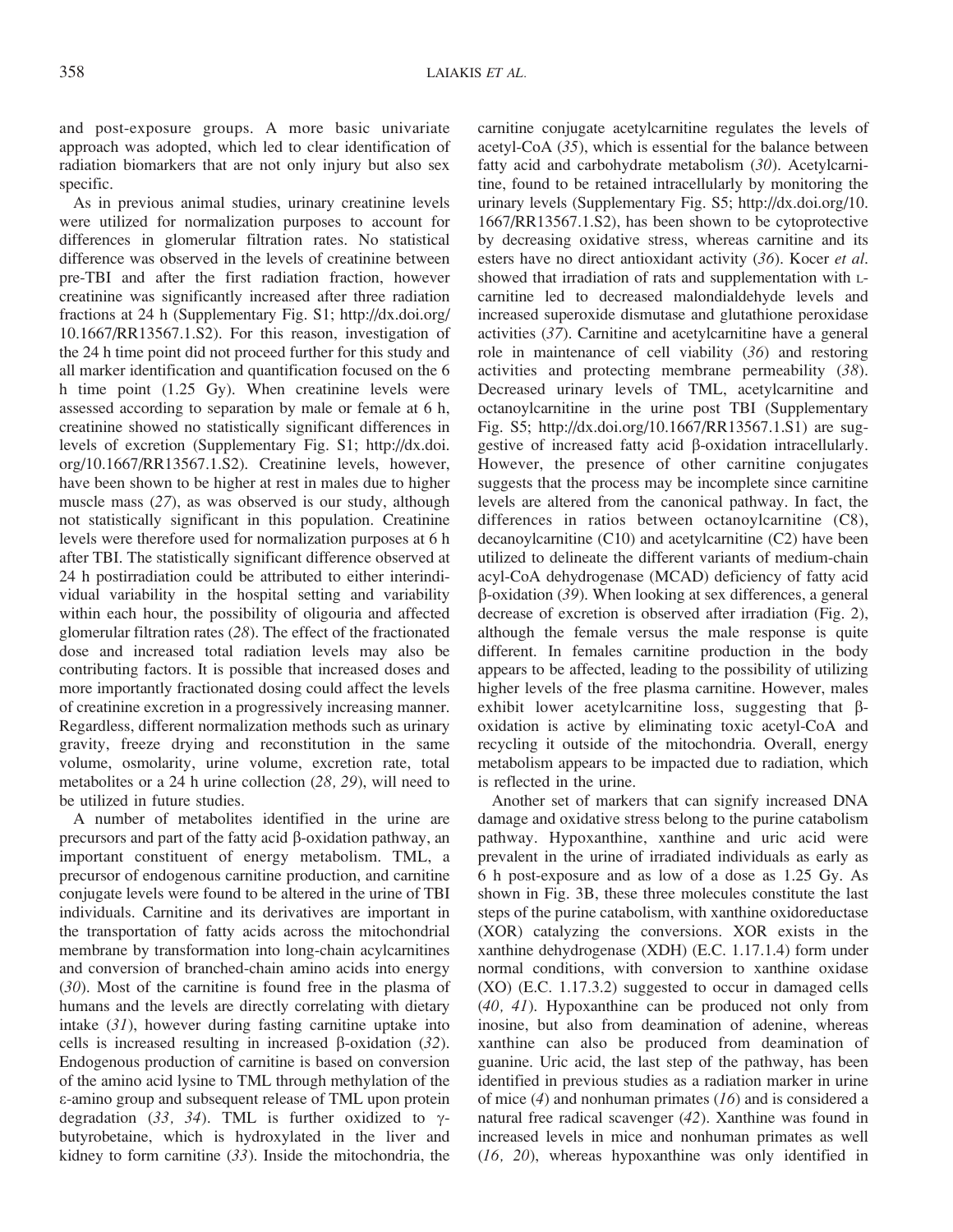and post-exposure groups. A more basic univariate approach was adopted, which led to clear identification of radiation biomarkers that are not only injury but also sex specific.

As in previous animal studies, urinary creatinine levels were utilized for normalization purposes to account for differences in glomerular filtration rates. No statistical difference was observed in the levels of creatinine between pre-TBI and after the first radiation fraction, however creatinine was significantly increased after three radiation fractions at 24 h (Supplementary Fig. S1; http://dx.doi.org/10.1667/RR13567.1.S2). For this reason, investigation of the 24 h time point did not proceed further for this study and all marker identification and quantification focused on the 6 h time point (1.25 Gy). When creatinine levels were assessed according to separation by male or female at 6 h, creatinine showed no statistically significant differences in levels of excretion (Supplementary Fig. S1; http://dx.doi.org/10.1667/RR13567.1.S2). Creatinine levels, however, have been shown to be higher at rest in males due to higher muscle mass (*27*), as was observed is our study, although not statistically significant in this population. Creatinine levels were therefore used for normalization purposes at 6 h after TBI. The statistically significant difference observed at 24 h postirradiation could be attributed to either interindividual variability in the hospital setting and variability within each hour, the possibility of oligouria and affected glomerular filtration rates (*28*). The effect of the fractionated dose and increased total radiation levels may also be contributing factors. It is possible that increased doses and more importantly fractionated dosing could affect the levels of creatinine excretion in a progressively increasing manner. Regardless, different normalization methods such as urinary gravity, freeze drying and reconstitution in the same volume, osmolarity, urine volume, excretion rate, total metabolites or a 24 h urine collection (*28, 29*), will need to be utilized in future studies.

A number of metabolites identified in the urine are precursors and part of the fatty acid β-oxidation pathway, an important constituent of energy metabolism. TML, a precursor of endogenous carnitine production, and carnitine conjugate levels were found to be altered in the urine of TBI individuals. Carnitine and its derivatives are important in the transportation of fatty acids across the mitochondrial membrane by transformation into long-chain acylcarnitines and conversion of branched-chain amino acids into energy (*30*). Most of the carnitine is found free in the plasma of humans and the levels are directly correlating with dietary intake (*31*), however during fasting carnitine uptake into cells is increased resulting in increased β-oxidation (*32*). Endogenous production of carnitine is based on conversion of the amino acid lysine to TML through methylation of the ε-amino group and subsequent release of TML upon protein degradation (*33, 34*). TML is further oxidized to γ-butyrobetaine, which is hydroxylated in the liver and kidney to form carnitine (*33*). Inside the mitochondria, the carnitine conjugate acetylcarnitine regulates the levels of acetyl-CoA (*35*), which is essential for the balance between fatty acid and carbohydrate metabolism (*30*). Acetylcarnitine, found to be retained intracellularly by monitoring the urinary levels (Supplementary Fig. S5; http://dx.doi.org/10.1667/RR13567.1.S2), has been shown to be cytoprotective by decreasing oxidative stress, whereas carnitine and its esters have no direct antioxidant activity (*36*). Kocer *et al.* showed that irradiation of rats and supplementation with L-carnitine led to decreased malondialdehyde levels and increased superoxide dismutase and glutathione peroxidase activities (*37*). Carnitine and acetylcarnitine have a general role in maintenance of cell viability (*36*) and restoring activities and protecting membrane permeability (*38*). Decreased urinary levels of TML, acetylcarnitine and octanoylcarnitine in the urine post TBI (Supplementary Fig. S5; http://dx.doi.org/10.1667/RR13567.1.S1) are suggestive of increased fatty acid β-oxidation intracellularly. However, the presence of other carnitine conjugates suggests that the process may be incomplete since carnitine levels are altered from the canonical pathway. In fact, the differences in ratios between octanoylcarnitine (C8), decanoylcarnitine (C10) and acetylcarnitine (C2) have been utilized to delineate the different variants of medium-chain acyl-CoA dehydrogenase (MCAD) deficiency of fatty acid β-oxidation (*39*). When looking at sex differences, a general decrease of excretion is observed after irradiation (Fig. 2), although the female versus the male response is quite different. In females carnitine production in the body appears to be affected, leading to the possibility of utilizing higher levels of the free plasma carnitine. However, males exhibit lower acetylcarnitine loss, suggesting that β-oxidation is active by eliminating toxic acetyl-CoA and recycling it outside of the mitochondria. Overall, energy metabolism appears to be impacted due to radiation, which is reflected in the urine.

Another set of markers that can signify increased DNA damage and oxidative stress belong to the purine catabolism pathway. Hypoxanthine, xanthine and uric acid were prevalent in the urine of irradiated individuals as early as 6 h post-exposure and as low of a dose as 1.25 Gy. As shown in Fig. 3B, these three molecules constitute the last steps of the purine catabolism, with xanthine oxidoreductase (XOR) catalyzing the conversions. XOR exists in the xanthine dehydrogenase (XDH) (E.C. 1.17.1.4) form under normal conditions, with conversion to xanthine oxidase (XO) (E.C. 1.17.3.2) suggested to occur in damaged cells (*40, 41*). Hypoxanthine can be produced not only from inosine, but also from deamination of adenine, whereas xanthine can also be produced from deamination of guanine. Uric acid, the last step of the pathway, has been identified in previous studies as a radiation marker in urine of mice (*4*) and nonhuman primates (*16*) and is considered a natural free radical scavenger (*42*). Xanthine was found in increased levels in mice and nonhuman primates as well (*16, 20*), whereas hypoxanthine was only identified in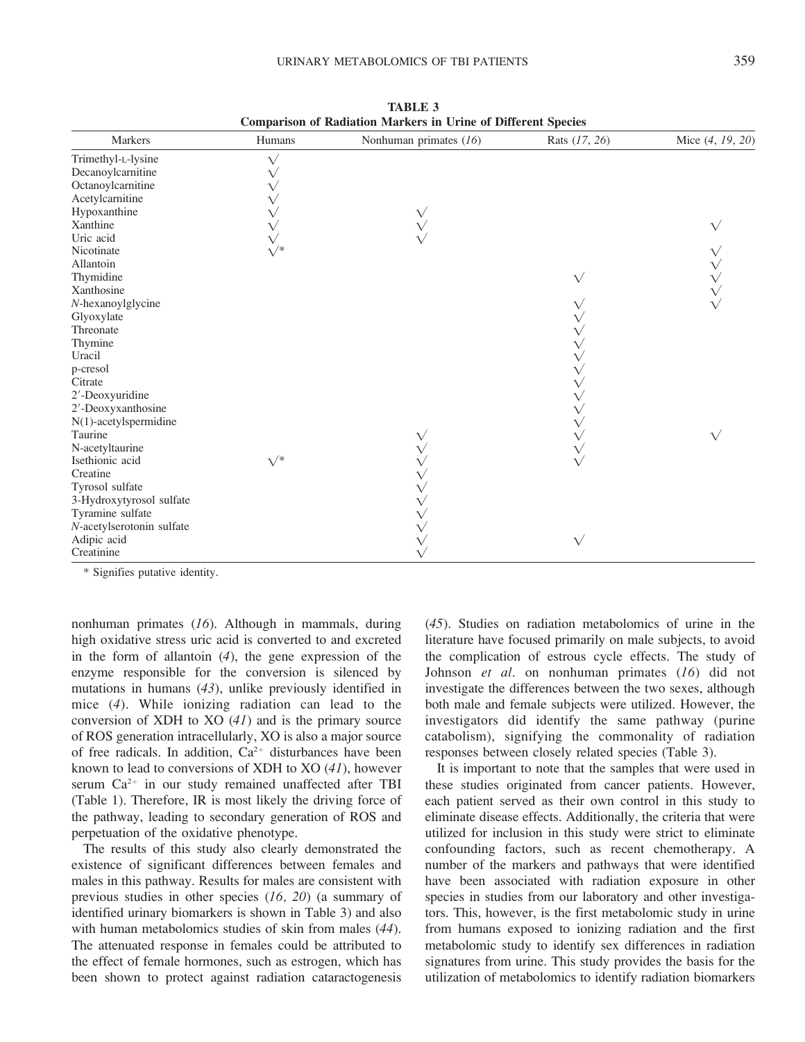**TABLE 3**
**Comparison of Radiation Markers in Urine of Different Species**

| Markers | Humans | Nonhuman primates (*16*) | Rats (*17, 26*) | Mice (*4, 19, 20*) |
|---|---|---|---|---|
| Trimethyl-L-lysine | √ | | | |
| Decanoylcarnitine | √ | | | |
| Octanoylcarnitine | √ | | | |
| Acetylcarnitine | √ | | | |
| Hypoxanthine | √ | √ | | |
| Xanthine | √ | √ | | √ |
| Uric acid | √ | √ | | |
| Nicotinate | √* | | | √ |
| Allantoin | | | | √ |
| Thymidine | | | √ | √ |
| Xanthosine | | | | √ |
| *N*-hexanoylglycine | | | √ | √ |
| Glyoxylate | | | √ | |
| Threonate | | | √ | |
| Thymine | | | √ | |
| Uracil | | | √ | |
| p-cresol | | | √ | |
| Citrate | | | √ | |
| 2′-Deoxyuridine | | | √ | |
| 2′-Deoxyxanthosine | | | √ | |
| N(1)-acetylspermidine | | | √ | |
| Taurine | | √ | √ | √ |
| N-acetyltaurine | | √ | √ | |
| Isethionic acid | √* | √ | √ | |
| Creatine | | √ | | |
| Tyrosol sulfate | | √ | | |
| 3-Hydroxytyrosol sulfate | | √ | | |
| Tyramine sulfate | | √ | | |
| *N*-acetylserotonin sulfate | | √ | | |
| Adipic acid | | √ | √ | |
| Creatinine | | √ | | |

* Signifies putative identity.

nonhuman primates (*16*). Although in mammals, during high oxidative stress uric acid is converted to and excreted in the form of allantoin (*4*), the gene expression of the enzyme responsible for the conversion is silenced by mutations in humans (*43*), unlike previously identified in mice (*4*). While ionizing radiation can lead to the conversion of XDH to XO (*41*) and is the primary source of ROS generation intracellularly, XO is also a major source of free radicals. In addition, $Ca^{2+}$ disturbances have been known to lead to conversions of XDH to XO (*41*), however serum $Ca^{2+}$ in our study remained unaffected after TBI (Table 1). Therefore, IR is most likely the driving force of the pathway, leading to secondary generation of ROS and perpetuation of the oxidative phenotype.

The results of this study also clearly demonstrated the existence of significant differences between females and males in this pathway. Results for males are consistent with previous studies in other species (*16, 20*) (a summary of identified urinary biomarkers is shown in Table 3) and also with human metabolomics studies of skin from males (*44*). The attenuated response in females could be attributed to the effect of female hormones, such as estrogen, which has been shown to protect against radiation cataractogenesis (*45*). Studies on radiation metabolomics of urine in the literature have focused primarily on male subjects, to avoid the complication of estrous cycle effects. The study of Johnson *et al*. on nonhuman primates (*16*) did not investigate the differences between the two sexes, although both male and female subjects were utilized. However, the investigators did identify the same pathway (purine catabolism), signifying the commonality of radiation responses between closely related species (Table 3).

It is important to note that the samples that were used in these studies originated from cancer patients. However, each patient served as their own control in this study to eliminate disease effects. Additionally, the criteria that were utilized for inclusion in this study were strict to eliminate confounding factors, such as recent chemotherapy. A number of the markers and pathways that were identified have been associated with radiation exposure in other species in studies from our laboratory and other investigators. This, however, is the first metabolomic study in urine from humans exposed to ionizing radiation and the first metabolomic study to identify sex differences in radiation signatures from urine. This study provides the basis for the utilization of metabolomics to identify radiation biomarkers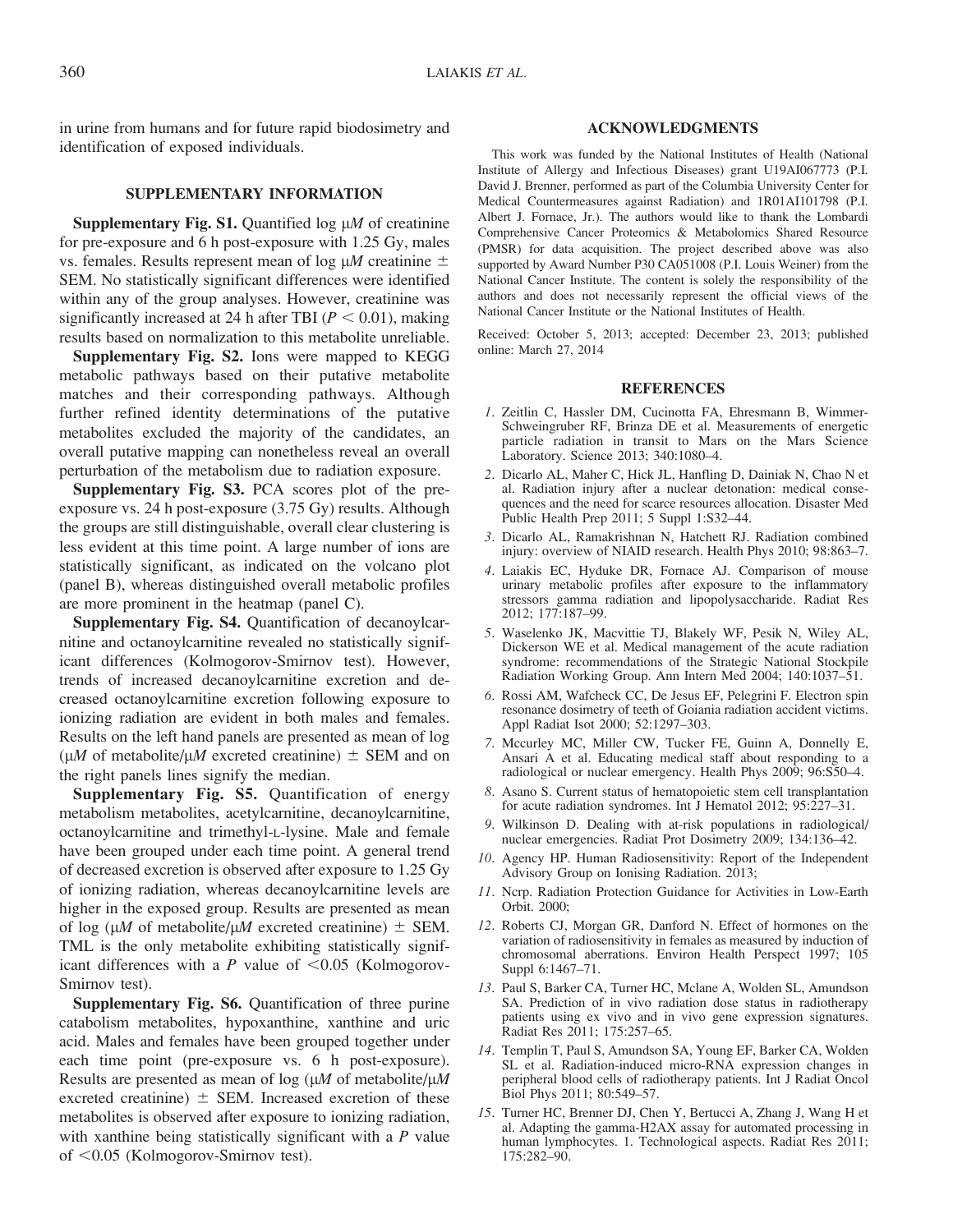in urine from humans and for future rapid biodosimetry and identification of exposed individuals.

## SUPPLEMENTARY INFORMATION

**Supplementary Fig. S1.** Quantified log μ*M* of creatinine for pre-exposure and 6 h post-exposure with 1.25 Gy, males vs. females. Results represent mean of log μ*M* creatinine ± SEM. No statistically significant differences were identified within any of the group analyses. However, creatinine was significantly increased at 24 h after TBI ($P < 0.01$), making results based on normalization to this metabolite unreliable.

**Supplementary Fig. S2.** Ions were mapped to KEGG metabolic pathways based on their putative metabolite matches and their corresponding pathways. Although further refined identity determinations of the putative metabolites excluded the majority of the candidates, an overall putative mapping can nonetheless reveal an overall perturbation of the metabolism due to radiation exposure.

**Supplementary Fig. S3.** PCA scores plot of the pre-exposure vs. 24 h post-exposure (3.75 Gy) results. Although the groups are still distinguishable, overall clear clustering is less evident at this time point. A large number of ions are statistically significant, as indicated on the volcano plot (panel B), whereas distinguished overall metabolic profiles are more prominent in the heatmap (panel C).

**Supplementary Fig. S4.** Quantification of decanoylcarnitine and octanoylcarnitine revealed no statistically significant differences (Kolmogorov-Smirnov test). However, trends of increased decanoylcarnitine excretion and decreased octanoylcarnitine excretion following exposure to ionizing radiation are evident in both males and females. Results on the left hand panels are presented as mean of log (μ*M* of metabolite/μ*M* excreted creatinine) ± SEM and on the right panels lines signify the median.

**Supplementary Fig. S5.** Quantification of energy metabolism metabolites, acetylcarnitine, decanoylcarnitine, octanoylcarnitine and trimethyl-L-lysine. Male and female have been grouped under each time point. A general trend of decreased excretion is observed after exposure to 1.25 Gy of ionizing radiation, whereas decanoylcarnitine levels are higher in the exposed group. Results are presented as mean of log (μ*M* of metabolite/μ*M* excreted creatinine) ± SEM. TML is the only metabolite exhibiting statistically significant differences with a *P* value of <0.05 (Kolmogorov-Smirnov test).

**Supplementary Fig. S6.** Quantification of three purine catabolism metabolites, hypoxanthine, xanthine and uric acid. Males and females have been grouped together under each time point (pre-exposure vs. 6 h post-exposure). Results are presented as mean of log (μ*M* of metabolite/μ*M* excreted creatinine) ± SEM. Increased excretion of these metabolites is observed after exposure to ionizing radiation, with xanthine being statistically significant with a *P* value of <0.05 (Kolmogorov-Smirnov test).

## ACKNOWLEDGMENTS

This work was funded by the National Institutes of Health (National Institute of Allergy and Infectious Diseases) grant U19AI067773 (P.I. David J. Brenner, performed as part of the Columbia University Center for Medical Countermeasures against Radiation) and 1R01AI101798 (P.I. Albert J. Fornace, Jr.). The authors would like to thank the Lombardi Comprehensive Cancer Proteomics & Metabolomics Shared Resource (PMSR) for data acquisition. The project described above was also supported by Award Number P30 CA051008 (P.I. Louis Weiner) from the National Cancer Institute. The content is solely the responsibility of the authors and does not necessarily represent the official views of the National Cancer Institute or the National Institutes of Health.

Received: October 5, 2013; accepted: December 23, 2013; published online: March 27, 2014

## REFERENCES

1. Zeitlin C, Hassler DM, Cucinotta FA, Ehresmann B, Wimmer-Schweingruber RF, Brinza DE et al. Measurements of energetic particle radiation in transit to Mars on the Mars Science Laboratory. Science 2013; 340:1080–4.
2. Dicarlo AL, Maher C, Hick JL, Hanfling D, Dainiak N, Chao N et al. Radiation injury after a nuclear detonation: medical consequences and the need for scarce resources allocation. Disaster Med Public Health Prep 2011; 5 Suppl 1:S32–44.
3. Dicarlo AL, Ramakrishnan N, Hatchett RJ. Radiation combined injury: overview of NIAID research. Health Phys 2010; 98:863–7.
4. Laiakis EC, Hyduke DR, Fornace AJ. Comparison of mouse urinary metabolic profiles after exposure to the inflammatory stressors gamma radiation and lipopolysaccharide. Radiat Res 2012; 177:187–99.
5. Waselenko JK, Macvittie TJ, Blakely WF, Pesik N, Wiley AL, Dickerson WE et al. Medical management of the acute radiation syndrome: recommendations of the Strategic National Stockpile Radiation Working Group. Ann Intern Med 2004; 140:1037–51.
6. Rossi AM, Wafcheck CC, De Jesus EF, Pelegrini F. Electron spin resonance dosimetry of teeth of Goiania radiation accident victims. Appl Radiat Isot 2000; 52:1297–303.
7. Mccurley MC, Miller CW, Tucker FE, Guinn A, Donnelly E, Ansari A et al. Educating medical staff about responding to a radiological or nuclear emergency. Health Phys 2009; 96:S50–4.
8. Asano S. Current status of hematopoietic stem cell transplantation for acute radiation syndromes. Int J Hematol 2012; 95:227–31.
9. Wilkinson D. Dealing with at-risk populations in radiological/nuclear emergencies. Radiat Prot Dosimetry 2009; 134:136–42.
10. Agency HP. Human Radiosensitivity: Report of the Independent Advisory Group on Ionising Radiation. 2013;
11. Ncrp. Radiation Protection Guidance for Activities in Low-Earth Orbit. 2000;
12. Roberts CJ, Morgan GR, Danford N. Effect of hormones on the variation of radiosensitivity in females as measured by induction of chromosomal aberrations. Environ Health Perspect 1997; 105 Suppl 6:1467–71.
13. Paul S, Barker CA, Turner HC, Mclane A, Wolden SL, Amundson SA. Prediction of in vivo radiation dose status in radiotherapy patients using ex vivo and in vivo gene expression signatures. Radiat Res 2011; 175:257–65.
14. Templin T, Paul S, Amundson SA, Young EF, Barker CA, Wolden SL et al. Radiation-induced micro-RNA expression changes in peripheral blood cells of radiotherapy patients. Int J Radiat Oncol Biol Phys 2011; 80:549–57.
15. Turner HC, Brenner DJ, Chen Y, Bertucci A, Zhang J, Wang H et al. Adapting the gamma-H2AX assay for automated processing in human lymphocytes. 1. Technological aspects. Radiat Res 2011; 175:282–90.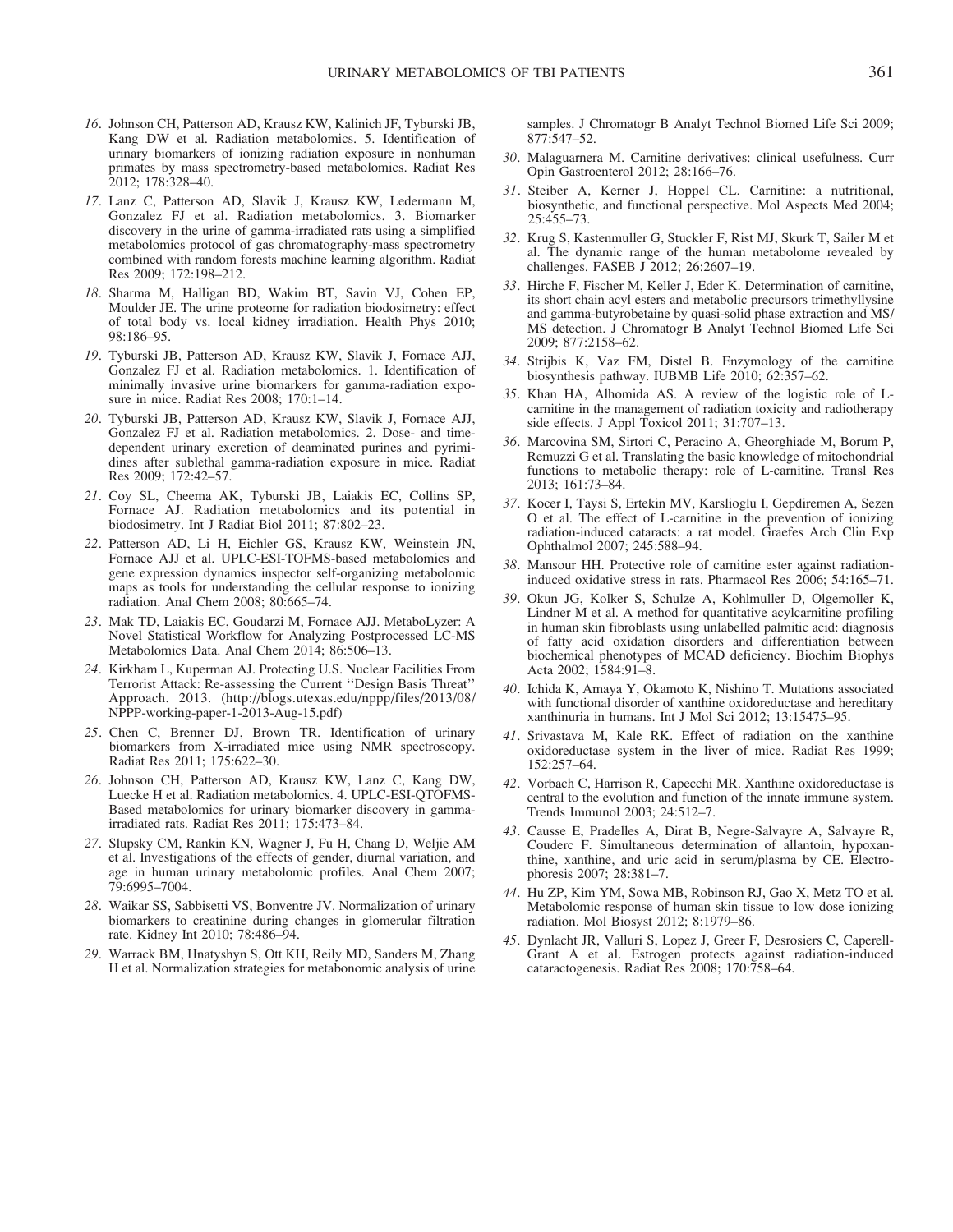16. Johnson CH, Patterson AD, Krausz KW, Kalinich JF, Tyburski JB, Kang DW et al. Radiation metabolomics. 5. Identification of urinary biomarkers of ionizing radiation exposure in nonhuman primates by mass spectrometry-based metabolomics. Radiat Res 2012; 178:328–40.
17. Lanz C, Patterson AD, Slavik J, Krausz KW, Ledermann M, Gonzalez FJ et al. Radiation metabolomics. 3. Biomarker discovery in the urine of gamma-irradiated rats using a simplified metabolomics protocol of gas chromatography-mass spectrometry combined with random forests machine learning algorithm. Radiat Res 2009; 172:198–212.
18. Sharma M, Halligan BD, Wakim BT, Savin VJ, Cohen EP, Moulder JE. The urine proteome for radiation biodosimetry: effect of total body vs. local kidney irradiation. Health Phys 2010; 98:186–95.
19. Tyburski JB, Patterson AD, Krausz KW, Slavik J, Fornace AJJ, Gonzalez FJ et al. Radiation metabolomics. 1. Identification of minimally invasive urine biomarkers for gamma-radiation exposure in mice. Radiat Res 2008; 170:1–14.
20. Tyburski JB, Patterson AD, Krausz KW, Slavik J, Fornace AJJ, Gonzalez FJ et al. Radiation metabolomics. 2. Dose- and time-dependent urinary excretion of deaminated purines and pyrimidines after sublethal gamma-radiation exposure in mice. Radiat Res 2009; 172:42–57.
21. Coy SL, Cheema AK, Tyburski JB, Laiakis EC, Collins SP, Fornace AJ. Radiation metabolomics and its potential in biodosimetry. Int J Radiat Biol 2011; 87:802–23.
22. Patterson AD, Li H, Eichler GS, Krausz KW, Weinstein JN, Fornace AJJ et al. UPLC-ESI-TOFMS-based metabolomics and gene expression dynamics inspector self-organizing metabolomic maps as tools for understanding the cellular response to ionizing radiation. Anal Chem 2008; 80:665–74.
23. Mak TD, Laiakis EC, Goudarzi M, Fornace AJJ. MetaboLyzer: A Novel Statistical Workflow for Analyzing Postprocessed LC-MS Metabolomics Data. Anal Chem 2014; 86:506–13.
24. Kirkham L, Kuperman AJ. Protecting U.S. Nuclear Facilities From Terrorist Attack: Re-assessing the Current ''Design Basis Threat'' Approach. 2013. (http://blogs.utexas.edu/nppp/files/2013/08/NPPP-working-paper-1-2013-Aug-15.pdf)
25. Chen C, Brenner DJ, Brown TR. Identification of urinary biomarkers from X-irradiated mice using NMR spectroscopy. Radiat Res 2011; 175:622–30.
26. Johnson CH, Patterson AD, Krausz KW, Lanz C, Kang DW, Luecke H et al. Radiation metabolomics. 4. UPLC-ESI-QTOFMS-Based metabolomics for urinary biomarker discovery in gamma-irradiated rats. Radiat Res 2011; 175:473–84.
27. Slupsky CM, Rankin KN, Wagner J, Fu H, Chang D, Weljie AM et al. Investigations of the effects of gender, diurnal variation, and age in human urinary metabolomic profiles. Anal Chem 2007; 79:6995–7004.
28. Waikar SS, Sabbisetti VS, Bonventre JV. Normalization of urinary biomarkers to creatinine during changes in glomerular filtration rate. Kidney Int 2010; 78:486–94.
29. Warrack BM, Hnatyshyn S, Ott KH, Reily MD, Sanders M, Zhang H et al. Normalization strategies for metabonomic analysis of urine samples. J Chromatogr B Analyt Technol Biomed Life Sci 2009; 877:547–52.
30. Malaguarnera M. Carnitine derivatives: clinical usefulness. Curr Opin Gastroenterol 2012; 28:166–76.
31. Steiber A, Kerner J, Hoppel CL. Carnitine: a nutritional, biosynthetic, and functional perspective. Mol Aspects Med 2004; 25:455–73.
32. Krug S, Kastenmuller G, Stuckler F, Rist MJ, Skurk T, Sailer M et al. The dynamic range of the human metabolome revealed by challenges. FASEB J 2012; 26:2607–19.
33. Hirche F, Fischer M, Keller J, Eder K. Determination of carnitine, its short chain acyl esters and metabolic precursors trimethyllysine and gamma-butyrobetaine by quasi-solid phase extraction and MS/MS detection. J Chromatogr B Analyt Technol Biomed Life Sci 2009; 877:2158–62.
34. Strijbis K, Vaz FM, Distel B. Enzymology of the carnitine biosynthesis pathway. IUBMB Life 2010; 62:357–62.
35. Khan HA, Alhomida AS. A review of the logistic role of L-carnitine in the management of radiation toxicity and radiotherapy side effects. J Appl Toxicol 2011; 31:707–13.
36. Marcovina SM, Sirtori C, Peracino A, Gheorghiade M, Borum P, Remuzzi G et al. Translating the basic knowledge of mitochondrial functions to metabolic therapy: role of L-carnitine. Transl Res 2013; 161:73–84.
37. Kocer I, Taysi S, Ertekin MV, Karslioglu I, Gepdiremen A, Sezen O et al. The effect of L-carnitine in the prevention of ionizing radiation-induced cataracts: a rat model. Graefes Arch Clin Exp Ophthalmol 2007; 245:588–94.
38. Mansour HH. Protective role of carnitine ester against radiation-induced oxidative stress in rats. Pharmacol Res 2006; 54:165–71.
39. Okun JG, Kolker S, Schulze A, Kohlmuller D, Olgemoller K, Lindner M et al. A method for quantitative acylcarnitine profiling in human skin fibroblasts using unlabelled palmitic acid: diagnosis of fatty acid oxidation disorders and differentiation between biochemical phenotypes of MCAD deficiency. Biochim Biophys Acta 2002; 1584:91–8.
40. Ichida K, Amaya Y, Okamoto K, Nishino T. Mutations associated with functional disorder of xanthine oxidoreductase and hereditary xanthinuria in humans. Int J Mol Sci 2012; 13:15475–95.
41. Srivastava M, Kale RK. Effect of radiation on the xanthine oxidoreductase system in the liver of mice. Radiat Res 1999; 152:257–64.
42. Vorbach C, Harrison R, Capecchi MR. Xanthine oxidoreductase is central to the evolution and function of the innate immune system. Trends Immunol 2003; 24:512–7.
43. Causse E, Pradelles A, Dirat B, Negre-Salvayre A, Salvayre R, Couderc F. Simultaneous determination of allantoin, hypoxanthine, xanthine, and uric acid in serum/plasma by CE. Electrophoresis 2007; 28:381–7.
44. Hu ZP, Kim YM, Sowa MB, Robinson RJ, Gao X, Metz TO et al. Metabolomic response of human skin tissue to low dose ionizing radiation. Mol Biosyst 2012; 8:1979–86.
45. Dynlacht JR, Valluri S, Lopez J, Greer F, Desrosiers C, Caperell-Grant A et al. Estrogen protects against radiation-induced cataractogenesis. Radiat Res 2008; 170:758–64.